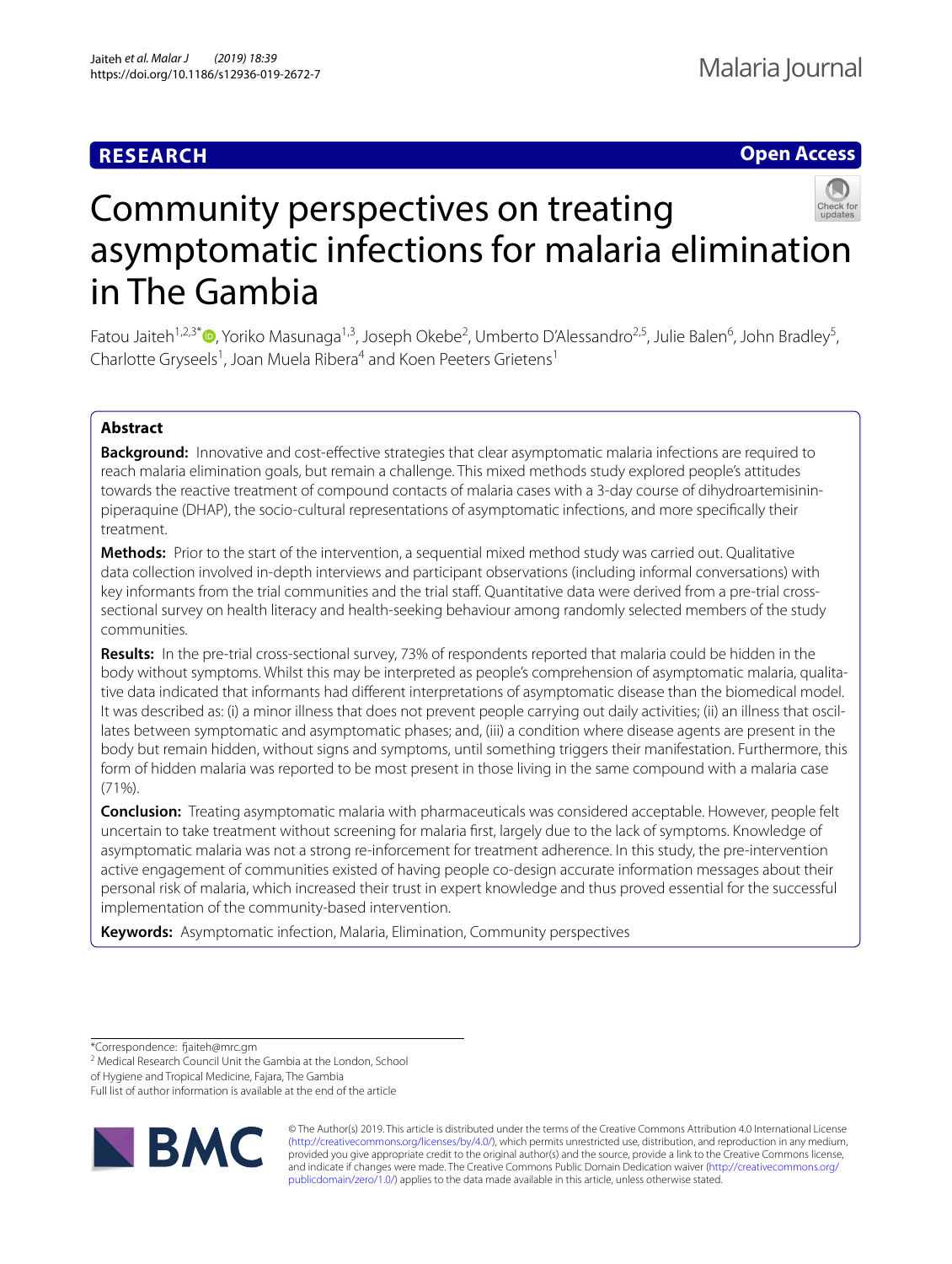**RESEARCH**

**Open Access**

# Community perspectives on treating asymptomatic infections for malaria elimination in The Gambia

Fatou Jaiteh[1,2,3*], Yoriko Masunaga[1,3], Joseph Okebe[2], Umberto D'Alessandro[2,5], Julie Balen[6], John Bradley[5], Charlotte Gryseels[1], Joan Muela Ribera[4] and Koen Peeters Grietens[1]

## Abstract

**Background:** Innovative and cost-effective strategies that clear asymptomatic malaria infections are required to reach malaria elimination goals, but remain a challenge. This mixed methods study explored people's attitudes towards the reactive treatment of compound contacts of malaria cases with a 3-day course of dihydroartemisinin-piperaquine (DHAP), the socio-cultural representations of asymptomatic infections, and more specifically their treatment.

**Methods:** Prior to the start of the intervention, a sequential mixed method study was carried out. Qualitative data collection involved in-depth interviews and participant observations (including informal conversations) with key informants from the trial communities and the trial staff. Quantitative data were derived from a pre-trial cross-sectional survey on health literacy and health-seeking behaviour among randomly selected members of the study communities.

**Results:** In the pre-trial cross-sectional survey, 73% of respondents reported that malaria could be hidden in the body without symptoms. Whilst this may be interpreted as people's comprehension of asymptomatic malaria, qualitative data indicated that informants had different interpretations of asymptomatic disease than the biomedical model. It was described as: (i) a minor illness that does not prevent people carrying out daily activities; (ii) an illness that oscillates between symptomatic and asymptomatic phases; and, (iii) a condition where disease agents are present in the body but remain hidden, without signs and symptoms, until something triggers their manifestation. Furthermore, this form of hidden malaria was reported to be most present in those living in the same compound with a malaria case (71%).

**Conclusion:** Treating asymptomatic malaria with pharmaceuticals was considered acceptable. However, people felt uncertain to take treatment without screening for malaria first, largely due to the lack of symptoms. Knowledge of asymptomatic malaria was not a strong re-inforcement for treatment adherence. In this study, the pre-intervention active engagement of communities existed of having people co-design accurate information messages about their personal risk of malaria, which increased their trust in expert knowledge and thus proved essential for the successful implementation of the community-based intervention.

**Keywords:** Asymptomatic infection, Malaria, Elimination, Community perspectives

*Correspondence: fjaiteh@mrc.gm
[2] Medical Research Council Unit the Gambia at the London, School of Hygiene and Tropical Medicine, Fajara, The Gambia
Full list of author information is available at the end of the article

© The Author(s) 2019. This article is distributed under the terms of the Creative Commons Attribution 4.0 International License (http://creativecommons.org/licenses/by/4.0/), which permits unrestricted use, distribution, and reproduction in any medium, provided you give appropriate credit to the original author(s) and the source, provide a link to the Creative Commons license, and indicate if changes were made. The Creative Commons Public Domain Dedication waiver (http://creativecommons.org/publicdomain/zero/1.0/) applies to the data made available in this article, unless otherwise stated.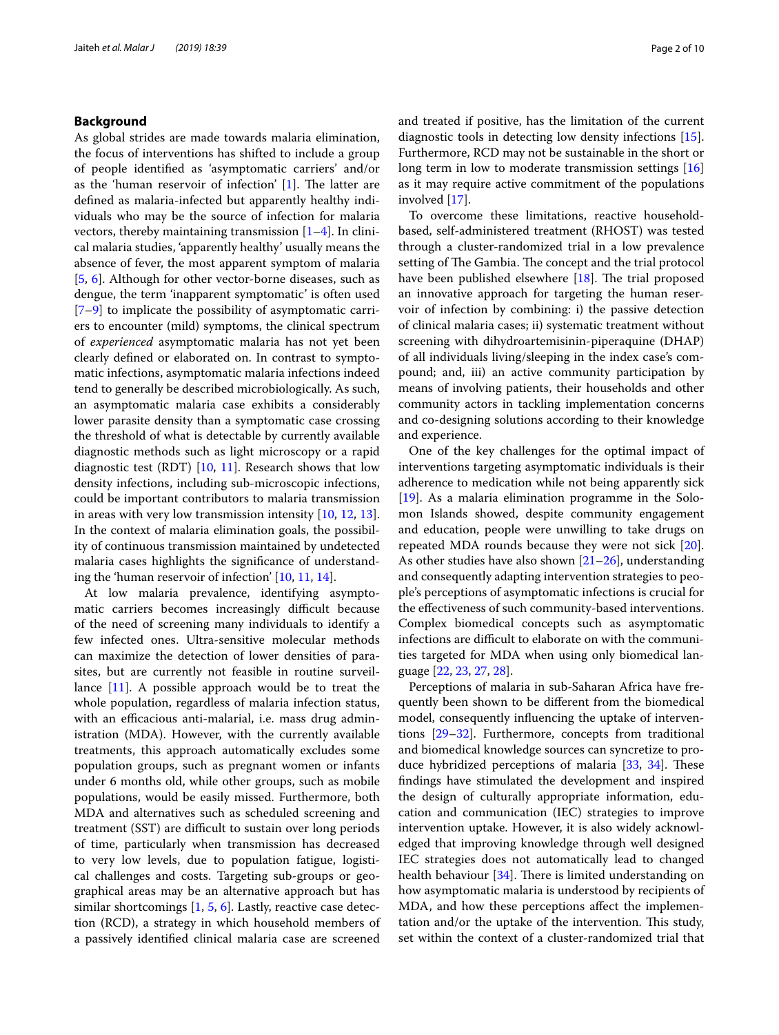## Background

As global strides are made towards malaria elimination, the focus of interventions has shifted to include a group of people identified as 'asymptomatic carriers' and/or as the 'human reservoir of infection' [1]. The latter are defined as malaria-infected but apparently healthy individuals who may be the source of infection for malaria vectors, thereby maintaining transmission [1–4]. In clinical malaria studies, 'apparently healthy' usually means the absence of fever, the most apparent symptom of malaria [5, 6]. Although for other vector-borne diseases, such as dengue, the term 'inapparent symptomatic' is often used [7–9] to implicate the possibility of asymptomatic carriers to encounter (mild) symptoms, the clinical spectrum of *experienced* asymptomatic malaria has not yet been clearly defined or elaborated on. In contrast to symptomatic infections, asymptomatic malaria infections indeed tend to generally be described microbiologically. As such, an asymptomatic malaria case exhibits a considerably lower parasite density than a symptomatic case crossing the threshold of what is detectable by currently available diagnostic methods such as light microscopy or a rapid diagnostic test (RDT) [10, 11]. Research shows that low density infections, including sub-microscopic infections, could be important contributors to malaria transmission in areas with very low transmission intensity [10, 12, 13]. In the context of malaria elimination goals, the possibility of continuous transmission maintained by undetected malaria cases highlights the significance of understanding the 'human reservoir of infection' [10, 11, 14].

At low malaria prevalence, identifying asymptomatic carriers becomes increasingly difficult because of the need of screening many individuals to identify a few infected ones. Ultra-sensitive molecular methods can maximize the detection of lower densities of parasites, but are currently not feasible in routine surveillance [11]. A possible approach would be to treat the whole population, regardless of malaria infection status, with an efficacious anti-malarial, i.e. mass drug administration (MDA). However, with the currently available treatments, this approach automatically excludes some population groups, such as pregnant women or infants under 6 months old, while other groups, such as mobile populations, would be easily missed. Furthermore, both MDA and alternatives such as scheduled screening and treatment (SST) are difficult to sustain over long periods of time, particularly when transmission has decreased to very low levels, due to population fatigue, logistical challenges and costs. Targeting sub-groups or geographical areas may be an alternative approach but has similar shortcomings [1, 5, 6]. Lastly, reactive case detection (RCD), a strategy in which household members of a passively identified clinical malaria case are screened and treated if positive, has the limitation of the current diagnostic tools in detecting low density infections [15]. Furthermore, RCD may not be sustainable in the short or long term in low to moderate transmission settings [16] as it may require active commitment of the populations involved [17].

To overcome these limitations, reactive household-based, self-administered treatment (RHOST) was tested through a cluster-randomized trial in a low prevalence setting of The Gambia. The concept and the trial protocol have been published elsewhere [18]. The trial proposed an innovative approach for targeting the human reservoir of infection by combining: i) the passive detection of clinical malaria cases; ii) systematic treatment without screening with dihydroartemisinin-piperaquine (DHAP) of all individuals living/sleeping in the index case's compound; and, iii) an active community participation by means of involving patients, their households and other community actors in tackling implementation concerns and co-designing solutions according to their knowledge and experience.

One of the key challenges for the optimal impact of interventions targeting asymptomatic individuals is their adherence to medication while not being apparently sick [19]. As a malaria elimination programme in the Solomon Islands showed, despite community engagement and education, people were unwilling to take drugs on repeated MDA rounds because they were not sick [20]. As other studies have also shown [21–26], understanding and consequently adapting intervention strategies to people's perceptions of asymptomatic infections is crucial for the effectiveness of such community-based interventions. Complex biomedical concepts such as asymptomatic infections are difficult to elaborate on with the communities targeted for MDA when using only biomedical language [22, 23, 27, 28].

Perceptions of malaria in sub-Saharan Africa have frequently been shown to be different from the biomedical model, consequently influencing the uptake of interventions [29–32]. Furthermore, concepts from traditional and biomedical knowledge sources can syncretize to produce hybridized perceptions of malaria [33, 34]. These findings have stimulated the development and inspired the design of culturally appropriate information, education and communication (IEC) strategies to improve intervention uptake. However, it is also widely acknowledged that improving knowledge through well designed IEC strategies does not automatically lead to changed health behaviour [34]. There is limited understanding on how asymptomatic malaria is understood by recipients of MDA, and how these perceptions affect the implementation and/or the uptake of the intervention. This study, set within the context of a cluster-randomized trial that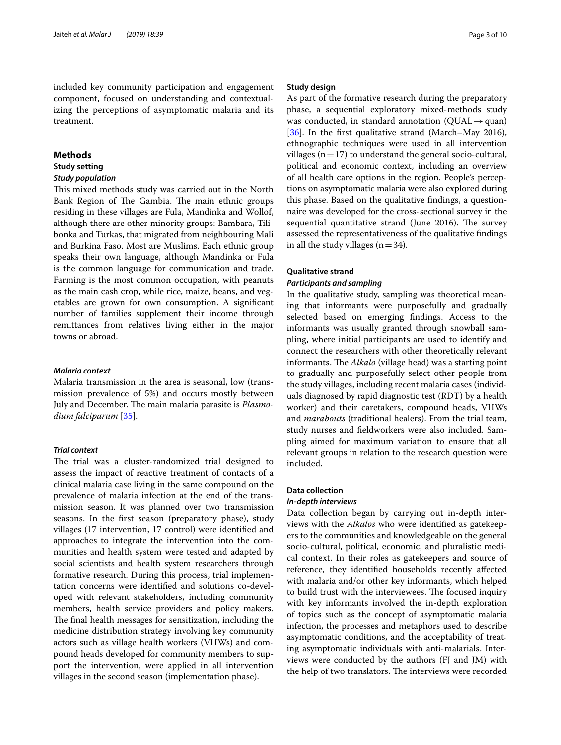included key community participation and engagement component, focused on understanding and contextualizing the perceptions of asymptomatic malaria and its treatment.

## Methods

### Study setting

#### *Study population*

This mixed methods study was carried out in the North Bank Region of The Gambia. The main ethnic groups residing in these villages are Fula, Mandinka and Wollof, although there are other minority groups: Bambara, Tilibonka and Turkas, that migrated from neighbouring Mali and Burkina Faso. Most are Muslims. Each ethnic group speaks their own language, although Mandinka or Fula is the common language for communication and trade. Farming is the most common occupation, with peanuts as the main cash crop, while rice, maize, beans, and vegetables are grown for own consumption. A significant number of families supplement their income through remittances from relatives living either in the major towns or abroad.

#### *Malaria context*

Malaria transmission in the area is seasonal, low (transmission prevalence of 5%) and occurs mostly between July and December. The main malaria parasite is *Plasmodium falciparum* [35].

#### *Trial context*

The trial was a cluster-randomized trial designed to assess the impact of reactive treatment of contacts of a clinical malaria case living in the same compound on the prevalence of malaria infection at the end of the transmission season. It was planned over two transmission seasons. In the first season (preparatory phase), study villages (17 intervention, 17 control) were identified and approaches to integrate the intervention into the communities and health system were tested and adapted by social scientists and health system researchers through formative research. During this process, trial implementation concerns were identified and solutions co-developed with relevant stakeholders, including community members, health service providers and policy makers. The final health messages for sensitization, including the medicine distribution strategy involving key community actors such as village health workers (VHWs) and compound heads developed for community members to support the intervention, were applied in all intervention villages in the second season (implementation phase).

### Study design

As part of the formative research during the preparatory phase, a sequential exploratory mixed-methods study was conducted, in standard annotation (QUAL → quan) [36]. In the first qualitative strand (March–May 2016), ethnographic techniques were used in all intervention villages (n = 17) to understand the general socio-cultural, political and economic context, including an overview of all health care options in the region. People's perceptions on asymptomatic malaria were also explored during this phase. Based on the qualitative findings, a questionnaire was developed for the cross-sectional survey in the sequential quantitative strand (June 2016). The survey assessed the representativeness of the qualitative findings in all the study villages (n = 34).

### Qualitative strand

#### *Participants and sampling*

In the qualitative study, sampling was theoretical meaning that informants were purposefully and gradually selected based on emerging findings. Access to the informants was usually granted through snowball sampling, where initial participants are used to identify and connect the researchers with other theoretically relevant informants. The *Alkalo* (village head) was a starting point to gradually and purposefully select other people from the study villages, including recent malaria cases (individuals diagnosed by rapid diagnostic test (RDT) by a health worker) and their caretakers, compound heads, VHWs and *marabouts* (traditional healers). From the trial team, study nurses and fieldworkers were also included. Sampling aimed for maximum variation to ensure that all relevant groups in relation to the research question were included.

### Data collection

#### *In-depth interviews*

Data collection began by carrying out in-depth interviews with the *Alkalos* who were identified as gatekeepers to the communities and knowledgeable on the general socio-cultural, political, economic, and pluralistic medical context. In their roles as gatekeepers and source of reference, they identified households recently affected with malaria and/or other key informants, which helped to build trust with the interviewees. The focused inquiry with key informants involved the in-depth exploration of topics such as the concept of asymptomatic malaria infection, the processes and metaphors used to describe asymptomatic conditions, and the acceptability of treating asymptomatic individuals with anti-malarials. Interviews were conducted by the authors (FJ and JM) with the help of two translators. The interviews were recorded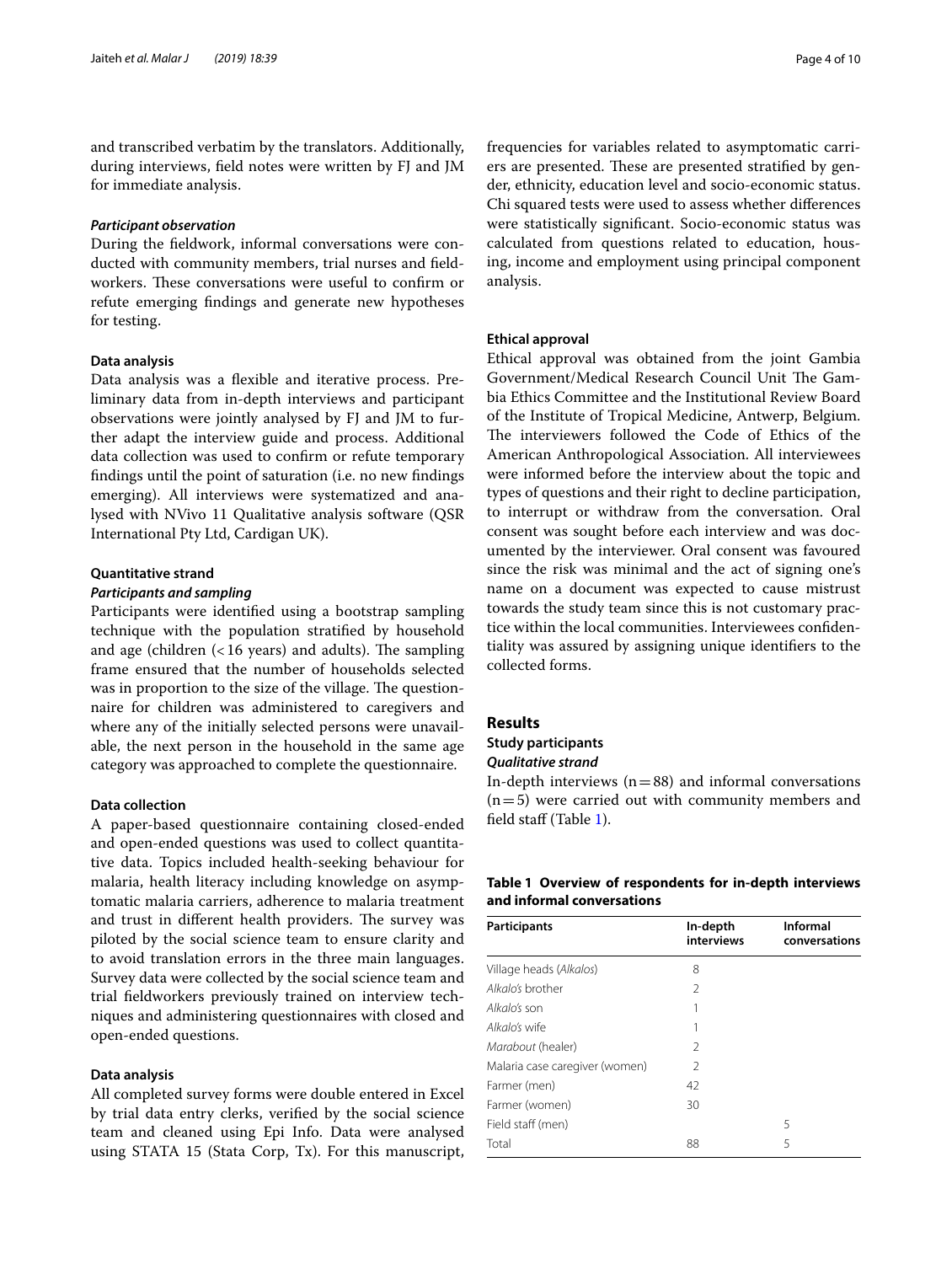and transcribed verbatim by the translators. Additionally, during interviews, field notes were written by FJ and JM for immediate analysis.

#### *Participant observation*

During the fieldwork, informal conversations were conducted with community members, trial nurses and fieldworkers. These conversations were useful to confirm or refute emerging findings and generate new hypotheses for testing.

#### Data analysis

Data analysis was a flexible and iterative process. Preliminary data from in-depth interviews and participant observations were jointly analysed by FJ and JM to further adapt the interview guide and process. Additional data collection was used to confirm or refute temporary findings until the point of saturation (i.e. no new findings emerging). All interviews were systematized and analysed with NVivo 11 Qualitative analysis software (QSR International Pty Ltd, Cardigan UK).

### Quantitative strand

#### *Participants and sampling*

Participants were identified using a bootstrap sampling technique with the population stratified by household and age (children (< 16 years) and adults). The sampling frame ensured that the number of households selected was in proportion to the size of the village. The questionnaire for children was administered to caregivers and where any of the initially selected persons were unavailable, the next person in the household in the same age category was approached to complete the questionnaire.

#### Data collection

A paper-based questionnaire containing closed-ended and open-ended questions was used to collect quantitative data. Topics included health-seeking behaviour for malaria, health literacy including knowledge on asymptomatic malaria carriers, adherence to malaria treatment and trust in different health providers. The survey was piloted by the social science team to ensure clarity and to avoid translation errors in the three main languages. Survey data were collected by the social science team and trial fieldworkers previously trained on interview techniques and administering questionnaires with closed and open-ended questions.

#### Data analysis

All completed survey forms were double entered in Excel by trial data entry clerks, verified by the social science team and cleaned using Epi Info. Data were analysed using STATA 15 (Stata Corp, Tx). For this manuscript, frequencies for variables related to asymptomatic carriers are presented. These are presented stratified by gender, ethnicity, education level and socio-economic status. Chi squared tests were used to assess whether differences were statistically significant. Socio-economic status was calculated from questions related to education, housing, income and employment using principal component analysis.

### Ethical approval

Ethical approval was obtained from the joint Gambia Government/Medical Research Council Unit The Gambia Ethics Committee and the Institutional Review Board of the Institute of Tropical Medicine, Antwerp, Belgium. The interviewers followed the Code of Ethics of the American Anthropological Association. All interviewees were informed before the interview about the topic and types of questions and their right to decline participation, to interrupt or withdraw from the conversation. Oral consent was sought before each interview and was documented by the interviewer. Oral consent was favoured since the risk was minimal and the act of signing one's name on a document was expected to cause mistrust towards the study team since this is not customary practice within the local communities. Interviewees confidentiality was assured by assigning unique identifiers to the collected forms.

## Results

### Study participants

#### *Qualitative strand*

In-depth interviews (n = 88) and informal conversations (n = 5) were carried out with community members and field staff (Table 1).

**Table 1 Overview of respondents for in-depth interviews and informal conversations**

| Participants | In-depth interviews | Informal conversations |
|---|---|---|
| Village heads (*Alkalos*) | 8 | |
| *Alkalo's* brother | 2 | |
| *Alkalo's* son | 1 | |
| *Alkalo's* wife | 1 | |
| *Marabout* (healer) | 2 | |
| Malaria case caregiver (women) | 2 | |
| Farmer (men) | 42 | |
| Farmer (women) | 30 | |
| Field staff (men) | | 5 |
| Total | 88 | 5 |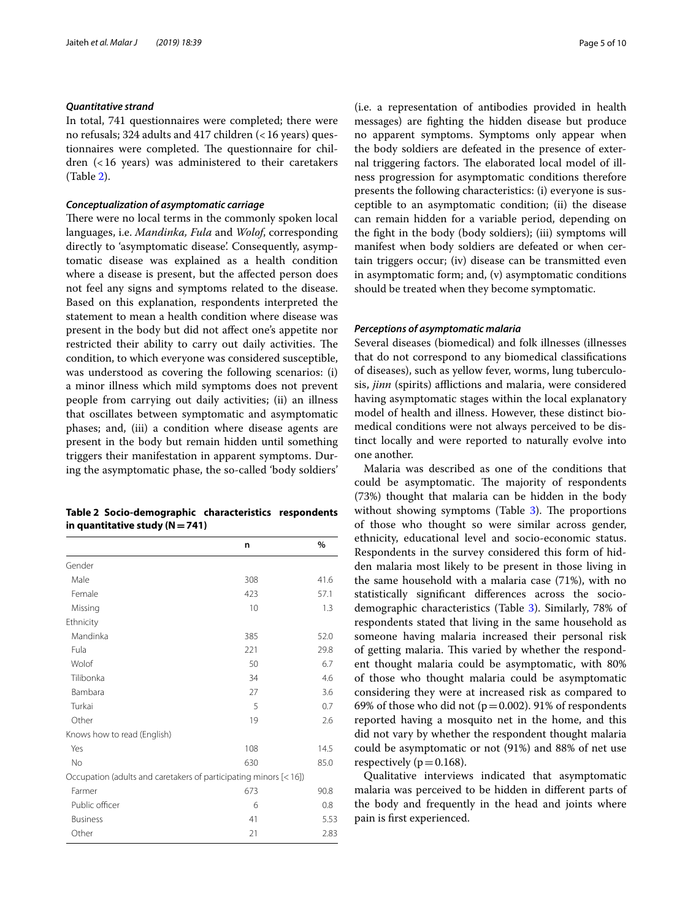### *Quantitative strand*

In total, 741 questionnaires were completed; there were no refusals; 324 adults and 417 children (< 16 years) questionnaires were completed. The questionnaire for children (< 16 years) was administered to their caretakers (Table 2).

### *Conceptualization of asymptomatic carriage*

There were no local terms in the commonly spoken local languages, i.e. *Mandinka, Fula* and *Wolof*, corresponding directly to 'asymptomatic disease'. Consequently, asymptomatic disease was explained as a health condition where a disease is present, but the affected person does not feel any signs and symptoms related to the disease. Based on this explanation, respondents interpreted the statement to mean a health condition where disease was present in the body but did not affect one's appetite nor restricted their ability to carry out daily activities. The condition, to which everyone was considered susceptible, was understood as covering the following scenarios: (i) a minor illness which mild symptoms does not prevent people from carrying out daily activities; (ii) an illness that oscillates between symptomatic and asymptomatic phases; and, (iii) a condition where disease agents are present in the body but remain hidden until something triggers their manifestation in apparent symptoms. During the asymptomatic phase, the so-called 'body soldiers' (i.e. a representation of antibodies provided in health messages) are fighting the hidden disease but produce no apparent symptoms. Symptoms only appear when the body soldiers are defeated in the presence of external triggering factors. The elaborated local model of illness progression for asymptomatic conditions therefore presents the following characteristics: (i) everyone is susceptible to an asymptomatic condition; (ii) the disease can remain hidden for a variable period, depending on the fight in the body (body soldiers); (iii) symptoms will manifest when body soldiers are defeated or when certain triggers occur; (iv) disease can be transmitted even in asymptomatic form; and, (v) asymptomatic conditions should be treated when they become symptomatic.

**Table 2 Socio-demographic characteristics respondents in quantitative study (N = 741)**

| | n | % |
|---|---|---|
| Gender | | |
| Male | 308 | 41.6 |
| Female | 423 | 57.1 |
| Missing | 10 | 1.3 |
| Ethnicity | | |
| Mandinka | 385 | 52.0 |
| Fula | 221 | 29.8 |
| Wolof | 50 | 6.7 |
| Tilibonka | 34 | 4.6 |
| Bambara | 27 | 3.6 |
| Turkai | 5 | 0.7 |
| Other | 19 | 2.6 |
| Knows how to read (English) | | |
| Yes | 108 | 14.5 |
| No | 630 | 85.0 |
| Occupation (adults and caretakers of participating minors [< 16]) | | |
| Farmer | 673 | 90.8 |
| Public officer | 6 | 0.8 |
| Business | 41 | 5.53 |
| Other | 21 | 2.83 |

### *Perceptions of asymptomatic malaria*

Several diseases (biomedical) and folk illnesses (illnesses that do not correspond to any biomedical classifications of diseases), such as yellow fever, worms, lung tuberculosis, *jinn* (spirits) afflictions and malaria, were considered having asymptomatic stages within the local explanatory model of health and illness. However, these distinct biomedical conditions were not always perceived to be distinct locally and were reported to naturally evolve into one another.

Malaria was described as one of the conditions that could be asymptomatic. The majority of respondents (73%) thought that malaria can be hidden in the body without showing symptoms (Table 3). The proportions of those who thought so were similar across gender, ethnicity, educational level and socio-economic status. Respondents in the survey considered this form of hidden malaria most likely to be present in those living in the same household with a malaria case (71%), with no statistically significant differences across the socio-demographic characteristics (Table 3). Similarly, 78% of respondents stated that living in the same household as someone having malaria increased their personal risk of getting malaria. This varied by whether the respondent thought malaria could be asymptomatic, with 80% of those who thought malaria could be asymptomatic considering they were at increased risk as compared to 69% of those who did not ($p = 0.002$). 91% of respondents reported having a mosquito net in the home, and this did not vary by whether the respondent thought malaria could be asymptomatic or not (91%) and 88% of net use respectively ($p = 0.168$).

Qualitative interviews indicated that asymptomatic malaria was perceived to be hidden in different parts of the body and frequently in the head and joints where pain is first experienced.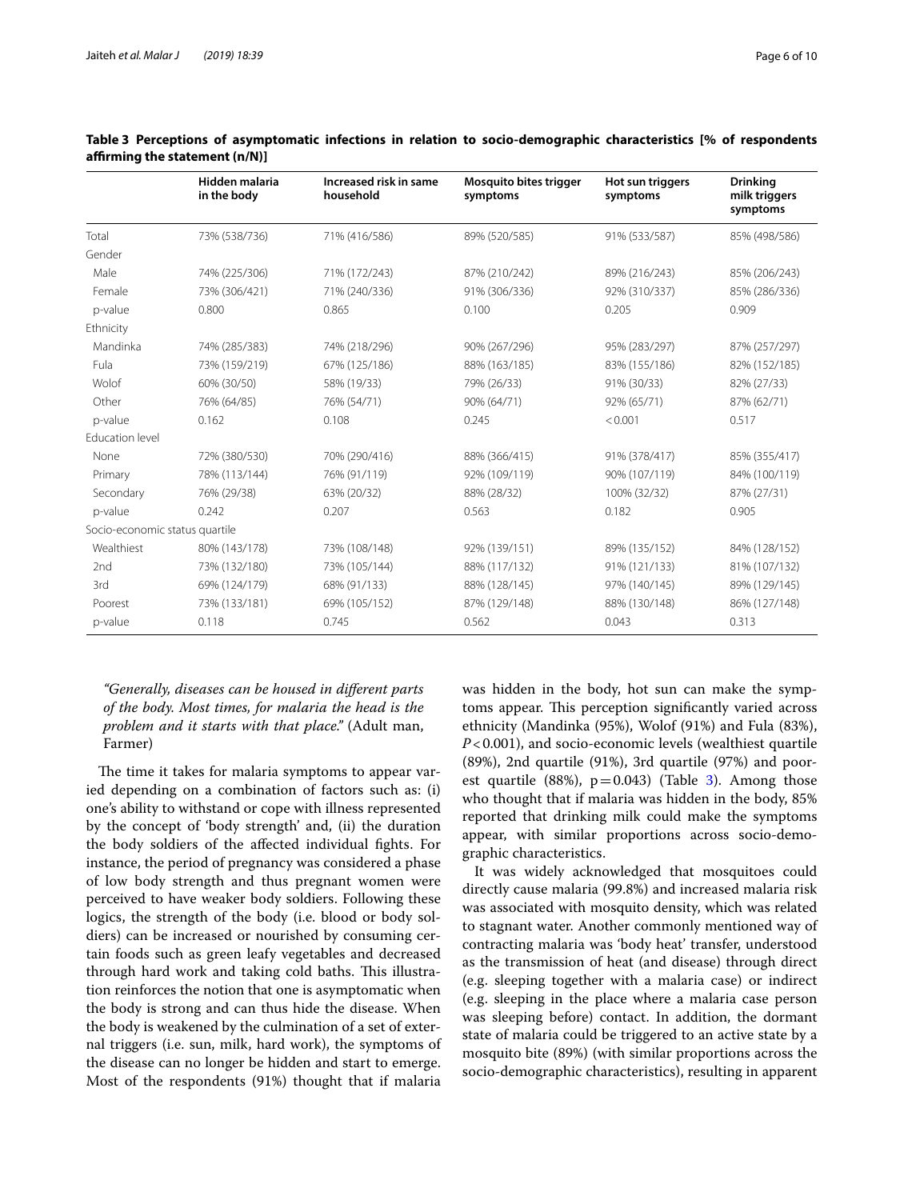**Table 3 Perceptions of asymptomatic infections in relation to socio-demographic characteristics [% of respondents affirming the statement (n/N)]**

| | Hidden malaria in the body | Increased risk in same household | Mosquito bites trigger symptoms | Hot sun triggers symptoms | Drinking milk triggers symptoms |
|---|---|---|---|---|---|
| Total | 73% (538/736) | 71% (416/586) | 89% (520/585) | 91% (533/587) | 85% (498/586) |
| Gender | | | | | |
| Male | 74% (225/306) | 71% (172/243) | 87% (210/242) | 89% (216/243) | 85% (206/243) |
| Female | 73% (306/421) | 71% (240/336) | 91% (306/336) | 92% (310/337) | 85% (286/336) |
| p-value | 0.800 | 0.865 | 0.100 | 0.205 | 0.909 |
| Ethnicity | | | | | |
| Mandinka | 74% (285/383) | 74% (218/296) | 90% (267/296) | 95% (283/297) | 87% (257/297) |
| Fula | 73% (159/219) | 67% (125/186) | 88% (163/185) | 83% (155/186) | 82% (152/185) |
| Wolof | 60% (30/50) | 58% (19/33) | 79% (26/33) | 91% (30/33) | 82% (27/33) |
| Other | 76% (64/85) | 76% (54/71) | 90% (64/71) | 92% (65/71) | 87% (62/71) |
| p-value | 0.162 | 0.108 | 0.245 | < 0.001 | 0.517 |
| Education level | | | | | |
| None | 72% (380/530) | 70% (290/416) | 88% (366/415) | 91% (378/417) | 85% (355/417) |
| Primary | 78% (113/144) | 76% (91/119) | 92% (109/119) | 90% (107/119) | 84% (100/119) |
| Secondary | 76% (29/38) | 63% (20/32) | 88% (28/32) | 100% (32/32) | 87% (27/31) |
| p-value | 0.242 | 0.207 | 0.563 | 0.182 | 0.905 |
| Socio-economic status quartile | | | | | |
| Wealthiest | 80% (143/178) | 73% (108/148) | 92% (139/151) | 89% (135/152) | 84% (128/152) |
| 2nd | 73% (132/180) | 73% (105/144) | 88% (117/132) | 91% (121/133) | 81% (107/132) |
| 3rd | 69% (124/179) | 68% (91/133) | 88% (128/145) | 97% (140/145) | 89% (129/145) |
| Poorest | 73% (133/181) | 69% (105/152) | 87% (129/148) | 88% (130/148) | 86% (127/148) |
| p-value | 0.118 | 0.745 | 0.562 | 0.043 | 0.313 |

*"Generally, diseases can be housed in different parts of the body. Most times, for malaria the head is the problem and it starts with that place."* (Adult man, Farmer)

The time it takes for malaria symptoms to appear varied depending on a combination of factors such as: (i) one's ability to withstand or cope with illness represented by the concept of 'body strength' and, (ii) the duration the body soldiers of the affected individual fights. For instance, the period of pregnancy was considered a phase of low body strength and thus pregnant women were perceived to have weaker body soldiers. Following these logics, the strength of the body (i.e. blood or body soldiers) can be increased or nourished by consuming certain foods such as green leafy vegetables and decreased through hard work and taking cold baths. This illustration reinforces the notion that one is asymptomatic when the body is strong and can thus hide the disease. When the body is weakened by the culmination of a set of external triggers (i.e. sun, milk, hard work), the symptoms of the disease can no longer be hidden and start to emerge. Most of the respondents (91%) thought that if malaria was hidden in the body, hot sun can make the symptoms appear. This perception significantly varied across ethnicity (Mandinka (95%), Wolof (91%) and Fula (83%), $P < 0.001$), and socio-economic levels (wealthiest quartile (89%), 2nd quartile (91%), 3rd quartile (97%) and poorest quartile (88%), $p = 0.043$) (Table 3). Among those who thought that if malaria was hidden in the body, 85% reported that drinking milk could make the symptoms appear, with similar proportions across socio-demographic characteristics.

It was widely acknowledged that mosquitoes could directly cause malaria (99.8%) and increased malaria risk was associated with mosquito density, which was related to stagnant water. Another commonly mentioned way of contracting malaria was 'body heat' transfer, understood as the transmission of heat (and disease) through direct (e.g. sleeping together with a malaria case) or indirect (e.g. sleeping in the place where a malaria case person was sleeping before) contact. In addition, the dormant state of malaria could be triggered to an active state by a mosquito bite (89%) (with similar proportions across the socio-demographic characteristics), resulting in apparent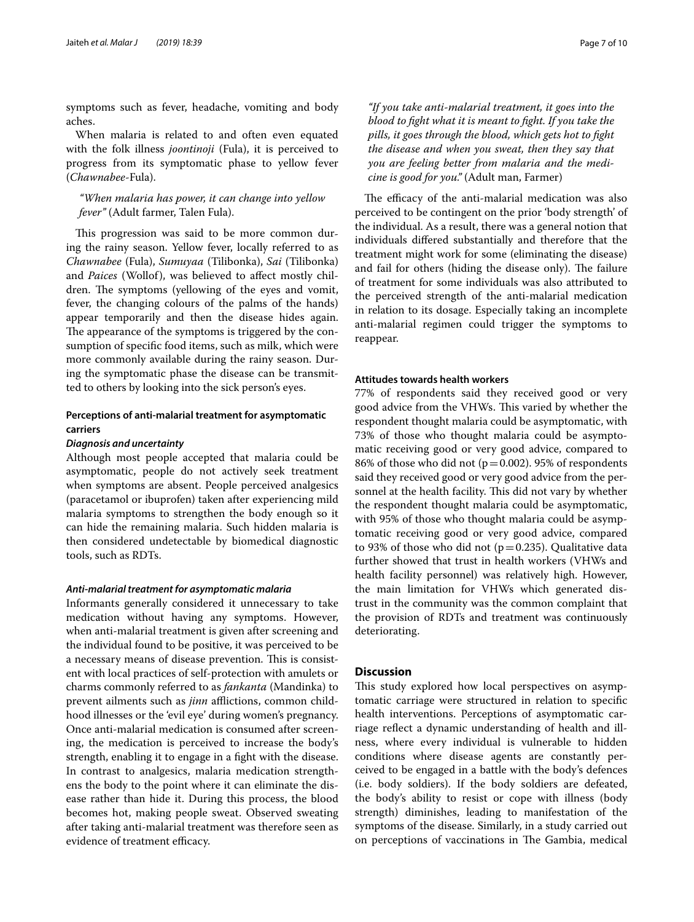symptoms such as fever, headache, vomiting and body aches.

When malaria is related to and often even equated with the folk illness *joontinoji* (Fula), it is perceived to progress from its symptomatic phase to yellow fever (*Chawnabee*-Fula).

> *"When malaria has power, it can change into yellow fever"* (Adult farmer, Talen Fula).

This progression was said to be more common during the rainy season. Yellow fever, locally referred to as *Chawnabee* (Fula), *Sumuyaa* (Tilibonka), *Sai* (Tilibonka) and *Paices* (Wollof), was believed to affect mostly children. The symptoms (yellowing of the eyes and vomit, fever, the changing colours of the palms of the hands) appear temporarily and then the disease hides again. The appearance of the symptoms is triggered by the consumption of specific food items, such as milk, which were more commonly available during the rainy season. During the symptomatic phase the disease can be transmitted to others by looking into the sick person's eyes.

### Perceptions of anti-malarial treatment for asymptomatic carriers

#### *Diagnosis and uncertainty*

Although most people accepted that malaria could be asymptomatic, people do not actively seek treatment when symptoms are absent. People perceived analgesics (paracetamol or ibuprofen) taken after experiencing mild malaria symptoms to strengthen the body enough so it can hide the remaining malaria. Such hidden malaria is then considered undetectable by biomedical diagnostic tools, such as RDTs.

#### *Anti-malarial treatment for asymptomatic malaria*

Informants generally considered it unnecessary to take medication without having any symptoms. However, when anti-malarial treatment is given after screening and the individual found to be positive, it was perceived to be a necessary means of disease prevention. This is consistent with local practices of self-protection with amulets or charms commonly referred to as *fankanta* (Mandinka) to prevent ailments such as *jinn* afflictions, common childhood illnesses or the 'evil eye' during women's pregnancy. Once anti-malarial medication is consumed after screening, the medication is perceived to increase the body's strength, enabling it to engage in a fight with the disease. In contrast to analgesics, malaria medication strengthens the body to the point where it can eliminate the disease rather than hide it. During this process, the blood becomes hot, making people sweat. Observed sweating after taking anti-malarial treatment was therefore seen as evidence of treatment efficacy.

> *"If you take anti-malarial treatment, it goes into the blood to fight what it is meant to fight. If you take the pills, it goes through the blood, which gets hot to fight the disease and when you sweat, then they say that you are feeling better from malaria and the medicine is good for you."* (Adult man, Farmer)

The efficacy of the anti-malarial medication was also perceived to be contingent on the prior 'body strength' of the individual. As a result, there was a general notion that individuals differed substantially and therefore that the treatment might work for some (eliminating the disease) and fail for others (hiding the disease only). The failure of treatment for some individuals was also attributed to the perceived strength of the anti-malarial medication in relation to its dosage. Especially taking an incomplete anti-malarial regimen could trigger the symptoms to reappear.

### Attitudes towards health workers

77% of respondents said they received good or very good advice from the VHWs. This varied by whether the respondent thought malaria could be asymptomatic, with 73% of those who thought malaria could be asymptomatic receiving good or very good advice, compared to 86% of those who did not ($p=0.002$). 95% of respondents said they received good or very good advice from the personnel at the health facility. This did not vary by whether the respondent thought malaria could be asymptomatic, with 95% of those who thought malaria could be asymptomatic receiving good or very good advice, compared to 93% of those who did not ($p=0.235$). Qualitative data further showed that trust in health workers (VHWs and health facility personnel) was relatively high. However, the main limitation for VHWs which generated distrust in the community was the common complaint that the provision of RDTs and treatment was continuously deteriorating.

## Discussion

This study explored how local perspectives on asymptomatic carriage were structured in relation to specific health interventions. Perceptions of asymptomatic carriage reflect a dynamic understanding of health and illness, where every individual is vulnerable to hidden conditions where disease agents are constantly perceived to be engaged in a battle with the body's defences (i.e. body soldiers). If the body soldiers are defeated, the body's ability to resist or cope with illness (body strength) diminishes, leading to manifestation of the symptoms of the disease. Similarly, in a study carried out on perceptions of vaccinations in The Gambia, medical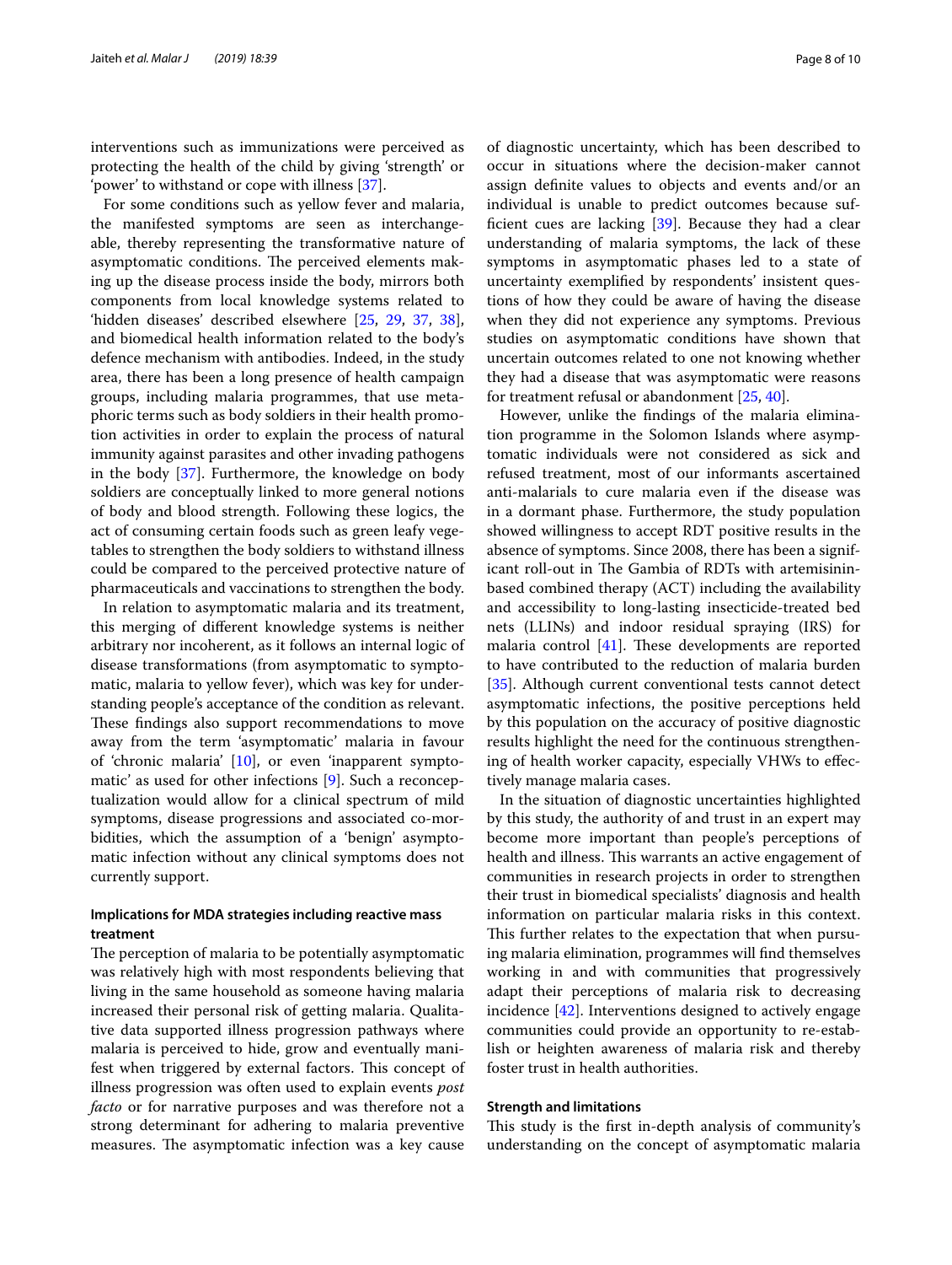interventions such as immunizations were perceived as protecting the health of the child by giving 'strength' or 'power' to withstand or cope with illness [37].

For some conditions such as yellow fever and malaria, the manifested symptoms are seen as interchangeable, thereby representing the transformative nature of asymptomatic conditions. The perceived elements making up the disease process inside the body, mirrors both components from local knowledge systems related to 'hidden diseases' described elsewhere [25, 29, 37, 38], and biomedical health information related to the body's defence mechanism with antibodies. Indeed, in the study area, there has been a long presence of health campaign groups, including malaria programmes, that use metaphoric terms such as body soldiers in their health promotion activities in order to explain the process of natural immunity against parasites and other invading pathogens in the body [37]. Furthermore, the knowledge on body soldiers are conceptually linked to more general notions of body and blood strength. Following these logics, the act of consuming certain foods such as green leafy vegetables to strengthen the body soldiers to withstand illness could be compared to the perceived protective nature of pharmaceuticals and vaccinations to strengthen the body.

In relation to asymptomatic malaria and its treatment, this merging of different knowledge systems is neither arbitrary nor incoherent, as it follows an internal logic of disease transformations (from asymptomatic to symptomatic, malaria to yellow fever), which was key for understanding people's acceptance of the condition as relevant. These findings also support recommendations to move away from the term 'asymptomatic' malaria in favour of 'chronic malaria' [10], or even 'inapparent symptomatic' as used for other infections [9]. Such a reconceptualization would allow for a clinical spectrum of mild symptoms, disease progressions and associated co-morbidities, which the assumption of a 'benign' asymptomatic infection without any clinical symptoms does not currently support.

### Implications for MDA strategies including reactive mass treatment

The perception of malaria to be potentially asymptomatic was relatively high with most respondents believing that living in the same household as someone having malaria increased their personal risk of getting malaria. Qualitative data supported illness progression pathways where malaria is perceived to hide, grow and eventually manifest when triggered by external factors. This concept of illness progression was often used to explain events *post facto* or for narrative purposes and was therefore not a strong determinant for adhering to malaria preventive measures. The asymptomatic infection was a key cause of diagnostic uncertainty, which has been described to occur in situations where the decision-maker cannot assign definite values to objects and events and/or an individual is unable to predict outcomes because sufficient cues are lacking [39]. Because they had a clear understanding of malaria symptoms, the lack of these symptoms in asymptomatic phases led to a state of uncertainty exemplified by respondents' insistent questions of how they could be aware of having the disease when they did not experience any symptoms. Previous studies on asymptomatic conditions have shown that uncertain outcomes related to one not knowing whether they had a disease that was asymptomatic were reasons for treatment refusal or abandonment [25, 40].

However, unlike the findings of the malaria elimination programme in the Solomon Islands where asymptomatic individuals were not considered as sick and refused treatment, most of our informants ascertained anti-malarials to cure malaria even if the disease was in a dormant phase. Furthermore, the study population showed willingness to accept RDT positive results in the absence of symptoms. Since 2008, there has been a significant roll-out in The Gambia of RDTs with artemisinin-based combined therapy (ACT) including the availability and accessibility to long-lasting insecticide-treated bed nets (LLINs) and indoor residual spraying (IRS) for malaria control [41]. These developments are reported to have contributed to the reduction of malaria burden [35]. Although current conventional tests cannot detect asymptomatic infections, the positive perceptions held by this population on the accuracy of positive diagnostic results highlight the need for the continuous strengthening of health worker capacity, especially VHWs to effectively manage malaria cases.

In the situation of diagnostic uncertainties highlighted by this study, the authority of and trust in an expert may become more important than people's perceptions of health and illness. This warrants an active engagement of communities in research projects in order to strengthen their trust in biomedical specialists' diagnosis and health information on particular malaria risks in this context. This further relates to the expectation that when pursuing malaria elimination, programmes will find themselves working in and with communities that progressively adapt their perceptions of malaria risk to decreasing incidence [42]. Interventions designed to actively engage communities could provide an opportunity to re-establish or heighten awareness of malaria risk and thereby foster trust in health authorities.

### Strength and limitations

This study is the first in-depth analysis of community's understanding on the concept of asymptomatic malaria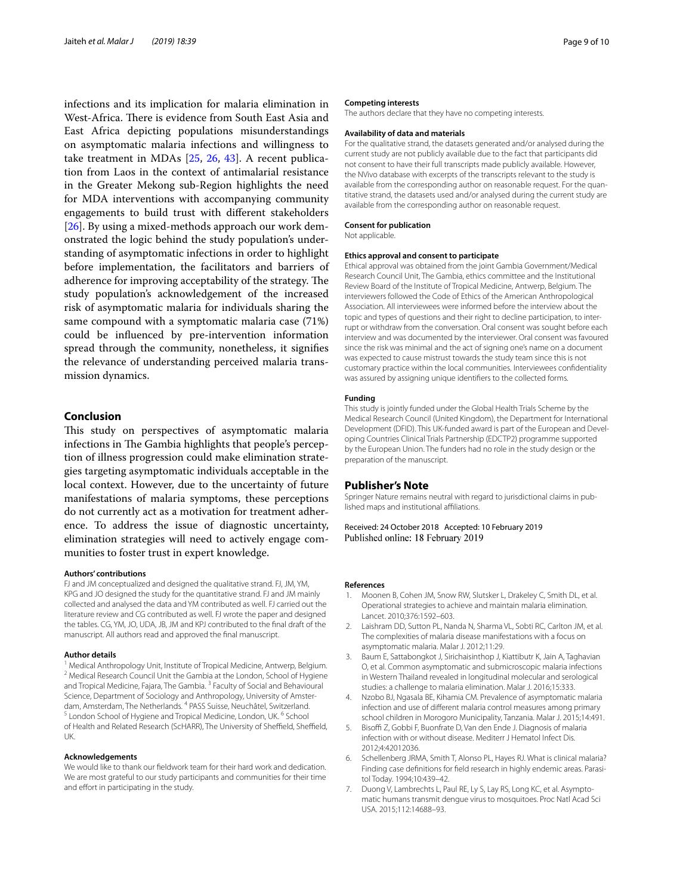infections and its implication for malaria elimination in West-Africa. There is evidence from South East Asia and East Africa depicting populations misunderstandings on asymptomatic malaria infections and willingness to take treatment in MDAs [25, 26, 43]. A recent publication from Laos in the context of antimalarial resistance in the Greater Mekong sub-Region highlights the need for MDA interventions with accompanying community engagements to build trust with different stakeholders [26]. By using a mixed-methods approach our work demonstrated the logic behind the study population's understanding of asymptomatic infections in order to highlight before implementation, the facilitators and barriers of adherence for improving acceptability of the strategy. The study population's acknowledgement of the increased risk of asymptomatic malaria for individuals sharing the same compound with a symptomatic malaria case (71%) could be influenced by pre-intervention information spread through the community, nonetheless, it signifies the relevance of understanding perceived malaria transmission dynamics.

## Conclusion

This study on perspectives of asymptomatic malaria infections in The Gambia highlights that people's perception of illness progression could make elimination strategies targeting asymptomatic individuals acceptable in the local context. However, due to the uncertainty of future manifestations of malaria symptoms, these perceptions do not currently act as a motivation for treatment adherence. To address the issue of diagnostic uncertainty, elimination strategies will need to actively engage communities to foster trust in expert knowledge.

#### Authors' contributions

FJ and JM conceptualized and designed the qualitative strand. FJ, JM, YM, KPG and JO designed the study for the quantitative strand. FJ and JM mainly collected and analysed the data and YM contributed as well. FJ carried out the literature review and CG contributed as well. FJ wrote the paper and designed the tables. CG, YM, JO, UDA, JB, JM and KPJ contributed to the final draft of the manuscript. All authors read and approved the final manuscript.

#### Author details

[1] Medical Anthropology Unit, Institute of Tropical Medicine, Antwerp, Belgium. [2] Medical Research Council Unit the Gambia at the London, School of Hygiene and Tropical Medicine, Fajara, The Gambia. [3] Faculty of Social and Behavioural Science, Department of Sociology and Anthropology, University of Amsterdam, Amsterdam, The Netherlands. [4] PASS Suisse, Neuchâtel, Switzerland. [5] London School of Hygiene and Tropical Medicine, London, UK. [6] School of Health and Related Research (ScHARR), The University of Sheffield, Sheffield, UK.

#### Acknowledgements

We would like to thank our fieldwork team for their hard work and dedication. We are most grateful to our study participants and communities for their time and effort in participating in the study.

#### Competing interests

The authors declare that they have no competing interests.

#### Availability of data and materials

For the qualitative strand, the datasets generated and/or analysed during the current study are not publicly available due to the fact that participants did not consent to have their full transcripts made publicly available. However, the NVivo database with excerpts of the transcripts relevant to the study is available from the corresponding author on reasonable request. For the quantitative strand, the datasets used and/or analysed during the current study are available from the corresponding author on reasonable request.

#### Consent for publication

Not applicable.

#### Ethics approval and consent to participate

Ethical approval was obtained from the joint Gambia Government/Medical Research Council Unit, The Gambia, ethics committee and the Institutional Review Board of the Institute of Tropical Medicine, Antwerp, Belgium. The interviewers followed the Code of Ethics of the American Anthropological Association. All interviewees were informed before the interview about the topic and types of questions and their right to decline participation, to interrupt or withdraw from the conversation. Oral consent was sought before each interview and was documented by the interviewer. Oral consent was favoured since the risk was minimal and the act of signing one's name on a document was expected to cause mistrust towards the study team since this is not customary practice within the local communities. Interviewees confidentiality was assured by assigning unique identifiers to the collected forms.

#### Funding

This study is jointly funded under the Global Health Trials Scheme by the Medical Research Council (United Kingdom), the Department for International Development (DFID). This UK-funded award is part of the European and Developing Countries Clinical Trials Partnership (EDCTP2) programme supported by the European Union. The funders had no role in the study design or the preparation of the manuscript.

## Publisher's Note

Springer Nature remains neutral with regard to jurisdictional claims in published maps and institutional affiliations.

Received: 24 October 2018 Accepted: 10 February 2019
Published online: 18 February 2019

#### References

1. Moonen B, Cohen JM, Snow RW, Slutsker L, Drakeley C, Smith DL, et al. Operational strategies to achieve and maintain malaria elimination. Lancet. 2010;376:1592–603.
2. Laishram DD, Sutton PL, Nanda N, Sharma VL, Sobti RC, Carlton JM, et al. The complexities of malaria disease manifestations with a focus on asymptomatic malaria. Malar J. 2012;11:29.
3. Baum E, Sattabongkot J, Sirichaisinthop J, Kiattibutr K, Jain A, Taghavian O, et al. Common asymptomatic and submicroscopic malaria infections in Western Thailand revealed in longitudinal molecular and serological studies: a challenge to malaria elimination. Malar J. 2016;15:333.
4. Nzobo BJ, Ngasala BE, Kihamia CM. Prevalence of asymptomatic malaria infection and use of different malaria control measures among primary school children in Morogoro Municipality, Tanzania. Malar J. 2015;14:491.
5. Bisoffi Z, Gobbi F, Buonfrate D, Van den Ende J. Diagnosis of malaria infection with or without disease. Mediterr J Hematol Infect Dis. 2012;4:42012036.
6. Schellenberg JRMA, Smith T, Alonso PL, Hayes RJ. What is clinical malaria? Finding case definitions for field research in highly endemic areas. Parasitol Today. 1994;10:439–42.
7. Duong V, Lambrechts L, Paul RE, Ly S, Lay RS, Long KC, et al. Asymptomatic humans transmit dengue virus to mosquitoes. Proc Natl Acad Sci USA. 2015;112:14688–93.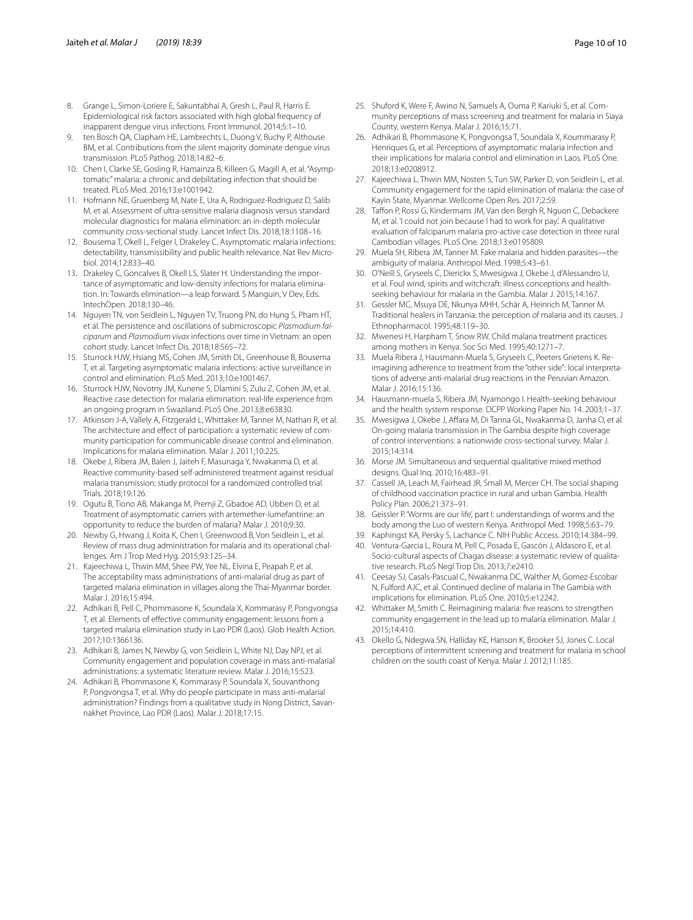8. Grange L, Simon-Loriere E, Sakuntabhai A, Gresh L, Paul R, Harris E. Epidemiological risk factors associated with high global frequency of inapparent dengue virus infections. Front Immunol. 2014;5:1–10.
9. ten Bosch QA, Clapham HE, Lambrechts L, Duong V, Buchy P, Althouse BM, et al. Contributions from the silent majority dominate dengue virus transmission. PLoS Pathog. 2018;14:82–6.
10. Chen I, Clarke SE, Gosling R, Hamainza B, Killeen G, Magill A, et al. "Asymptomatic" malaria: a chronic and debilitating infection that should be treated. PLoS Med. 2016;13:e1001942.
11. Hofmann NE, Gruenberg M, Nate E, Ura A, Rodriguez-Rodriguez D, Salib M, et al. Assessment of ultra-sensitive malaria diagnosis versus standard molecular diagnostics for malaria elimination: an in-depth molecular community cross-sectional study. Lancet Infect Dis. 2018;18:1108–16.
12. Bousema T, Okell L, Felger I, Drakeley C. Asymptomatic malaria infections: detectability, transmissibility and public health relevance. Nat Rev Microbiol. 2014;12:833–40.
13. Drakeley C, Goncalves B, Okell LS, Slater H. Understanding the importance of asymptomatic and low-density infections for malaria elimination. In: Towards elimination—a leap forward. S Manguin, V Dev, Eds. IntechOpen. 2018;130–46.
14. Nguyen TN, von Seidlein L, Nguyen TV, Truong PN, do Hung S, Pham HT, et al. The persistence and oscillations of submicroscopic *Plasmodium falciparum* and *Plasmodium vivax* infections over time in Vietnam: an open cohort study. Lancet Infect Dis. 2018;18:565–72.
15. Sturrock HJW, Hsiang MS, Cohen JM, Smith DL, Greenhouse B, Bousema T, et al. Targeting asymptomatic malaria infections: active surveillance in control and elimination. PLoS Med. 2013;10:e1001467.
16. Sturrock HJW, Novotny JM, Kunene S, Dlamini S, Zulu Z, Cohen JM, et al. Reactive case detection for malaria elimination: real-life experience from an ongoing program in Swaziland. PLoS One. 2013;8:e63830.
17. Atkinson J-A, Vallely A, Fitzgerald L, Whittaker M, Tanner M, Nathan R, et al. The architecture and effect of participation: a systematic review of community participation for communicable disease control and elimination. Implications for malaria elimination. Malar J. 2011;10:225.
18. Okebe J, Ribera JM, Balen J, Jaiteh F, Masunaga Y, Nwakanma D, et al. Reactive community-based self-administered treatment against residual malaria transmission: study protocol for a randomized controlled trial. Trials. 2018;19:126.
19. Ogutu B, Tiono AB, Makanga M, Premji Z, Gbadoe AD, Ubben D, et al. Treatment of asymptomatic carriers with artemether-lumefantrine: an opportunity to reduce the burden of malaria? Malar J. 2010;9:30.
20. Newby G, Hwang J, Koita K, Chen I, Greenwood B, Von Seidlein L, et al. Review of mass drug administration for malaria and its operational challenges. Am J Trop Med Hyg. 2015;93:125–34.
21. Kajeechiwa L, Thwin MM, Shee PW, Yee NL, Elvina E, Peapah P, et al. The acceptability mass administrations of anti-malarial drug as part of targeted malaria elimination in villages along the Thai-Myanmar border. Malar J. 2016;15:494.
22. Adhikari B, Pell C, Phommasone K, Soundala X, Kommarasy P, Pongvongsa T, et al. Elements of effective community engagement: lessons from a targeted malaria elimination study in Lao PDR (Laos). Glob Health Action. 2017;10:1366136.
23. Adhikari B, James N, Newby G, von Seidlein L, White NJ, Day NPJ, et al. Community engagement and population coverage in mass anti-malarial administrations: a systematic literature review. Malar J. 2016;15:523.
24. Adhikari B, Phommasone K, Kommarasy P, Soundala X, Souvanthong P, Pongvongsa T, et al. Why do people participate in mass anti-malarial administration? Findings from a qualitative study in Nong District, Savannakhet Province, Lao PDR (Laos). Malar J. 2018;17:15.
25. Shuford K, Were F, Awino N, Samuels A, Ouma P, Kariuki S, et al. Community perceptions of mass screening and treatment for malaria in Siaya County, western Kenya. Malar J. 2016;15:71.
26. Adhikari B, Phommasone K, Pongvongsa T, Soundala X, Koummarasy P, Henriques G, et al. Perceptions of asymptomatic malaria infection and their implications for malaria control and elimination in Laos. PLoS One. 2018;13:e0208912.
27. Kajeechiwa L, Thwin MM, Nosten S, Tun SW, Parker D, von Seidlein L, et al. Community engagement for the rapid elimination of malaria: the case of Kayin State, Myanmar. Wellcome Open Res. 2017;2:59.
28. Taffon P, Rossi G, Kindermans JM, Van den Bergh R, Nguon C, Debackere M, et al. 'I could not join because I had to work for pay'. A qualitative evaluation of falciparum malaria pro-active case detection in three rural Cambodian villages. PLoS One. 2018;13:e0195809.
29. Muela SH, Ribera JM, Tanner M. Fake malaria and hidden parasites—the ambiguity of malaria. Anthropol Med. 1998;5:43–61.
30. O'Neill S, Gryseels C, Dierickx S, Mwesigwa J, Okebe J, d'Alessandro U, et al. Foul wind, spirits and witchcraft: illness conceptions and health-seeking behaviour for malaria in the Gambia. Malar J. 2015;14:167.
31. Gessler MC, Msuya DE, Nkunya MHH, Schär A, Heinrich M, Tanner M. Traditional healers in Tanzania: the perception of malaria and its causes. J Ethnopharmacol. 1995;48:119–30.
32. Mwenesi H, Harpham T, Snow RW. Child malaria treatment practices among mothers in Kenya. Soc Sci Med. 1995;40:1271–7.
33. Muela Ribera J, Hausmann-Muela S, Gryseels C, Peeters Grietens K. Re-imagining adherence to treatment from the "other side": local interpretations of adverse anti-malarial drug reactions in the Peruvian Amazon. Malar J. 2016;15:136.
34. Hausmann-muela S, Ribera JM, Nyamongo I. Health-seeking behaviour and the health system response. DCPP Working Paper No. 14. 2003;1–37.
35. Mwesigwa J, Okebe J, Affara M, Di Tanna GL, Nwakanma D, Janha O, et al. On-going malaria transmission in The Gambia despite high coverage of control interventions: a nationwide cross-sectional survey. Malar J. 2015;14:314.
36. Morse JM. Simultaneous and sequential qualitative mixed method designs. Qual Inq. 2010;16:483–91.
37. Cassell JA, Leach M, Fairhead JR, Small M, Mercer CH. The social shaping of childhood vaccination practice in rural and urban Gambia. Health Policy Plan. 2006;21:373–91.
38. Geissler P. 'Worms are our life', part I: understandings of worms and the body among the Luo of western Kenya. Anthropol Med. 1998;5:63–79.
39. Kaphingst KA, Persky S, Lachance C. NIH Public Access. 2010;14:384–99.
40. Ventura-Garcia L, Roura M, Pell C, Posada E, Gascón J, Aldasoro E, et al. Socio-cultural aspects of Chagas disease: a systematic review of qualitative research. PLoS Negl Trop Dis. 2013;7:e2410.
41. Ceesay SJ, Casals-Pascual C, Nwakanma DC, Walther M, Gomez-Escobar N, Fulford AJC, et al. Continued decline of malaria in The Gambia with implications for elimination. PLoS One. 2010;5:e12242.
42. Whittaker M, Smith C. Reimagining malaria: five reasons to strengthen community engagement in the lead up to malaria elimination. Malar J. 2015;14:410.
43. Okello G, Ndegwa SN, Halliday KE, Hanson K, Brooker SJ, Jones C. Local perceptions of intermittent screening and treatment for malaria in school children on the south coast of Kenya. Malar J. 2012;11:185.